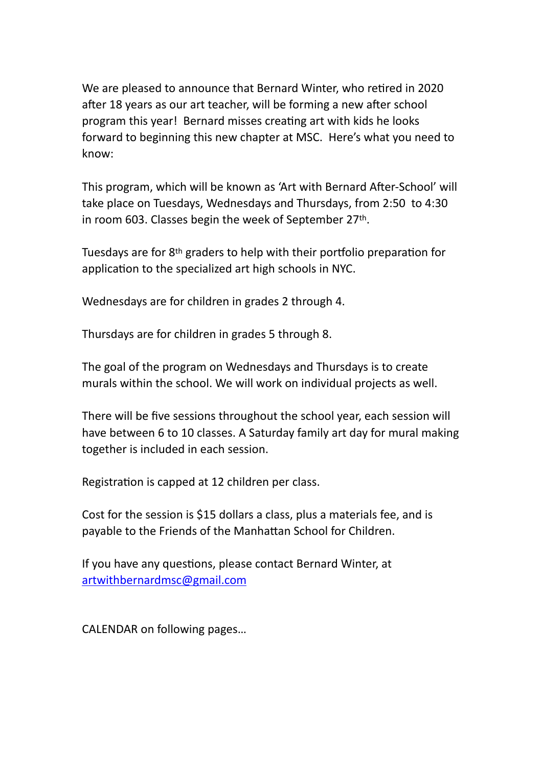We are pleased to announce that Bernard Winter, who retired in 2020 after 18 years as our art teacher, will be forming a new after school program this year! Bernard misses creating art with kids he looks forward to beginning this new chapter at MSC. Here's what you need to know:

This program, which will be known as 'Art with Bernard After-School' will take place on Tuesdays, Wednesdays and Thursdays, from 2:50 to 4:30 in room 603. Classes begin the week of September 27th.

Tuesdays are for 8th graders to help with their portfolio preparation for application to the specialized art high schools in NYC.

Wednesdays are for children in grades 2 through 4.

Thursdays are for children in grades 5 through 8.

The goal of the program on Wednesdays and Thursdays is to create murals within the school. We will work on individual projects as well.

There will be five sessions throughout the school year, each session will have between 6 to 10 classes. A Saturday family art day for mural making together is included in each session.

Registration is capped at 12 children per class.

Cost for the session is $15 dollars a class, plus a materials fee, and is payable to the Friends of the Manhattan School for Children.

If you have any questions, please contact Bernard Winter, at artwithbernardmsc@gmail.com

CALENDAR on following pages…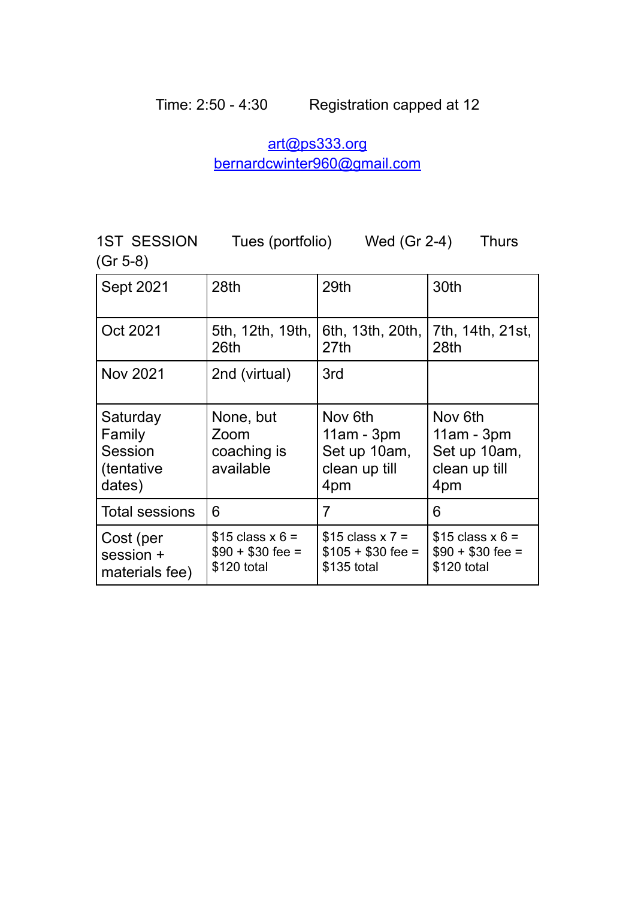Time: 2:50 - 4:30 Registration capped at 12

art@ps333.org
bernardcwinter960@gmail.com

| 1ST SESSION (Gr 5-8) | Tues (portfolio) | Wed (Gr 2-4) | Thurs |
|---|---|---|---|
| Sept 2021 | 28th | 29th | 30th |
| Oct 2021 | 5th, 12th, 19th, 26th | 6th, 13th, 20th, 27th | 7th, 14th, 21st, 28th |
| Nov 2021 | 2nd (virtual) | 3rd | |
| Saturday Family Session (tentative dates) | None, but Zoom coaching is available | Nov 6th 11am - 3pm Set up 10am, clean up till 4pm | Nov 6th 11am - 3pm Set up 10am, clean up till 4pm |
| Total sessions | 6 | 7 | 6 |
| Cost (per session + materials fee) | $15 class x 6 = $90 + $30 fee = $120 total | $15 class x 7 = $105 + $30 fee = $135 total | $15 class x 6 = $90 + $30 fee = $120 total |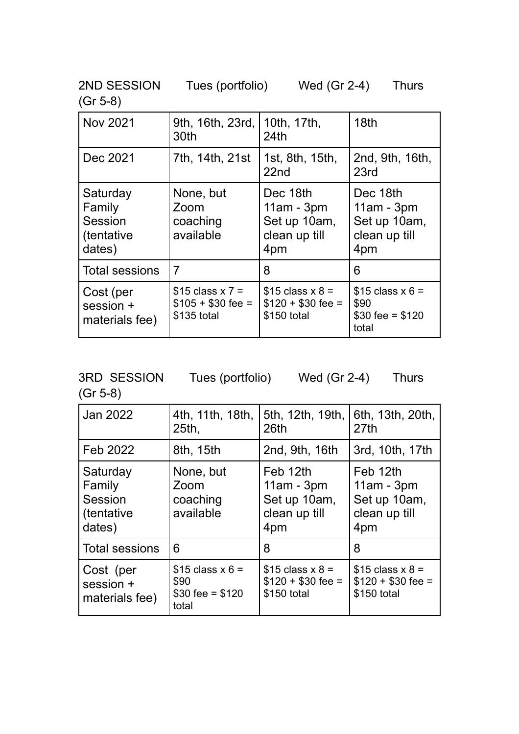2ND SESSION Tues (portfolio) Wed (Gr 2-4) Thurs (Gr 5-8)

| Nov 2021 | 9th, 16th, 23rd, 30th | 10th, 17th, 24th | 18th |
|---|---|---|---|
| Dec 2021 | 7th, 14th, 21st | 1st, 8th, 15th, 22nd | 2nd, 9th, 16th, 23rd |
| Saturday Family Session (tentative dates) | None, but Zoom coaching available | Dec 18th 11am - 3pm Set up 10am, clean up till 4pm | Dec 18th 11am - 3pm Set up 10am, clean up till 4pm |
| Total sessions | 7 | 8 | 6 |
| Cost (per session + materials fee) | $15 class x 7 = $105 + $30 fee = $135 total | $15 class x 8 = $120 + $30 fee = $150 total | $15 class x 6 = $90 $30 fee = $120 total |

3RD SESSION Tues (portfolio) Wed (Gr 2-4) Thurs (Gr 5-8)

| Jan 2022 | 4th, 11th, 18th, 25th, | 5th, 12th, 19th, 26th | 6th, 13th, 20th, 27th |
|---|---|---|---|
| Feb 2022 | 8th, 15th | 2nd, 9th, 16th | 3rd, 10th, 17th |
| Saturday Family Session (tentative dates) | None, but Zoom coaching available | Feb 12th 11am - 3pm Set up 10am, clean up till 4pm | Feb 12th 11am - 3pm Set up 10am, clean up till 4pm |
| Total sessions | 6 | 8 | 8 |
| Cost (per session + materials fee) | $15 class x 6 = $90 $30 fee = $120 total | $15 class x 8 = $120 + $30 fee = $150 total | $15 class x 8 = $120 + $30 fee = $150 total |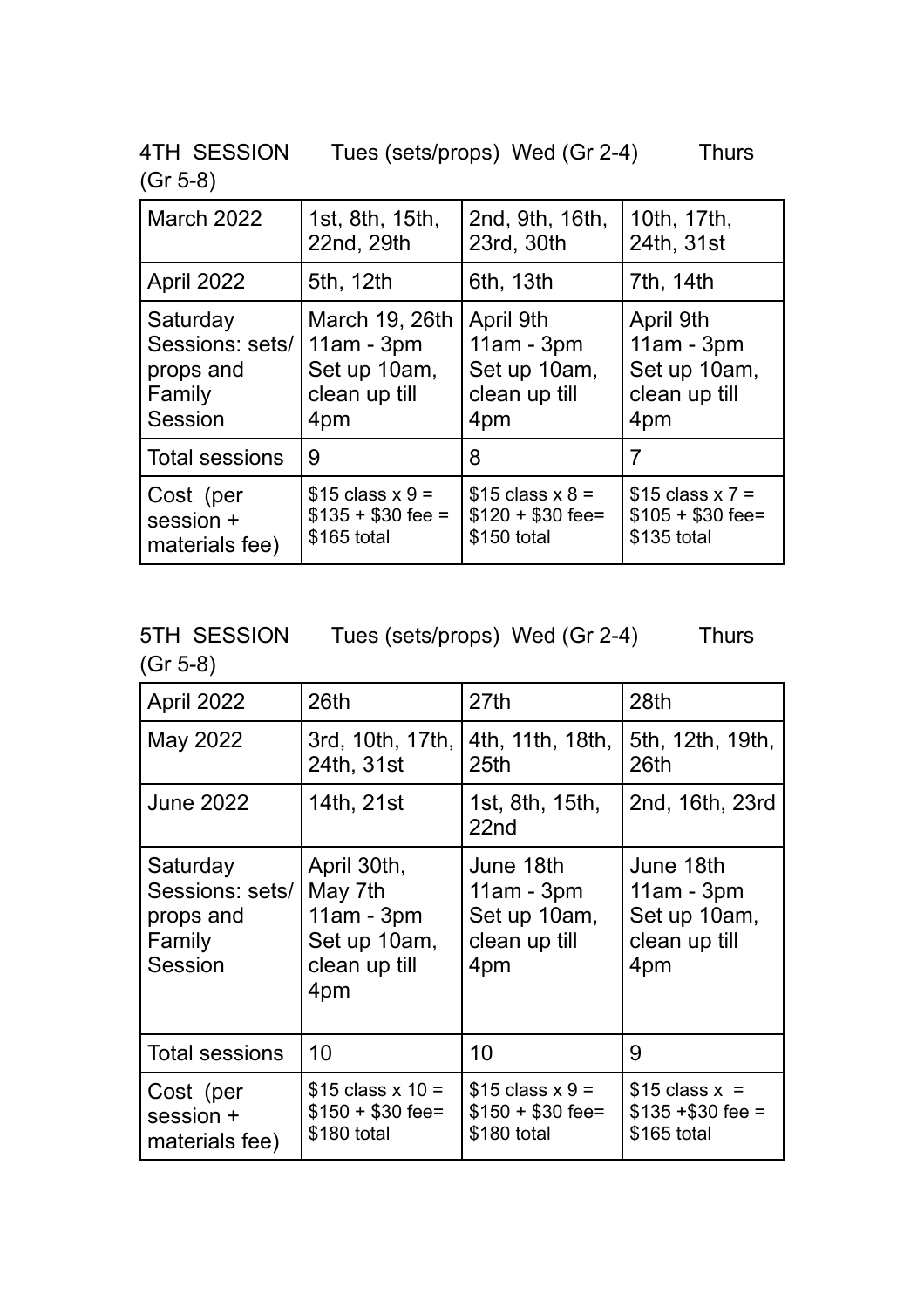4TH SESSION Tues (sets/props) Wed (Gr 2-4) Thurs (Gr 5-8)

| | | | |
|---|---|---|---|
| March 2022 | 1st, 8th, 15th, 22nd, 29th | 2nd, 9th, 16th, 23rd, 30th | 10th, 17th, 24th, 31st |
| April 2022 | 5th, 12th | 6th, 13th | 7th, 14th |
| Saturday Sessions: sets/ props and Family Session | March 19, 26th 11am - 3pm Set up 10am, clean up till 4pm | April 9th 11am - 3pm Set up 10am, clean up till 4pm | April 9th 11am - 3pm Set up 10am, clean up till 4pm |
| Total sessions | 9 | 8 | 7 |
| Cost (per session + materials fee) | $15 class x 9 = $135 + $30 fee = $165 total | $15 class x 8 = $120 + $30 fee= $150 total | $15 class x 7 = $105 + $30 fee= $135 total |

5TH SESSION Tues (sets/props) Wed (Gr 2-4) Thurs (Gr 5-8)

| | | | |
|---|---|---|---|
| April 2022 | 26th | 27th | 28th |
| May 2022 | 3rd, 10th, 17th, 24th, 31st | 4th, 11th, 18th, 25th | 5th, 12th, 19th, 26th |
| June 2022 | 14th, 21st | 1st, 8th, 15th, 22nd | 2nd, 16th, 23rd |
| Saturday Sessions: sets/ props and Family Session | April 30th, May 7th 11am - 3pm Set up 10am, clean up till 4pm | June 18th 11am - 3pm Set up 10am, clean up till 4pm | June 18th 11am - 3pm Set up 10am, clean up till 4pm |
| Total sessions | 10 | 10 | 9 |
| Cost (per session + materials fee) | $15 class x 10 = $150 + $30 fee= $180 total | $15 class x 9 = $150 + $30 fee= $180 total | $15 class x = $135 +$30 fee = $165 total |